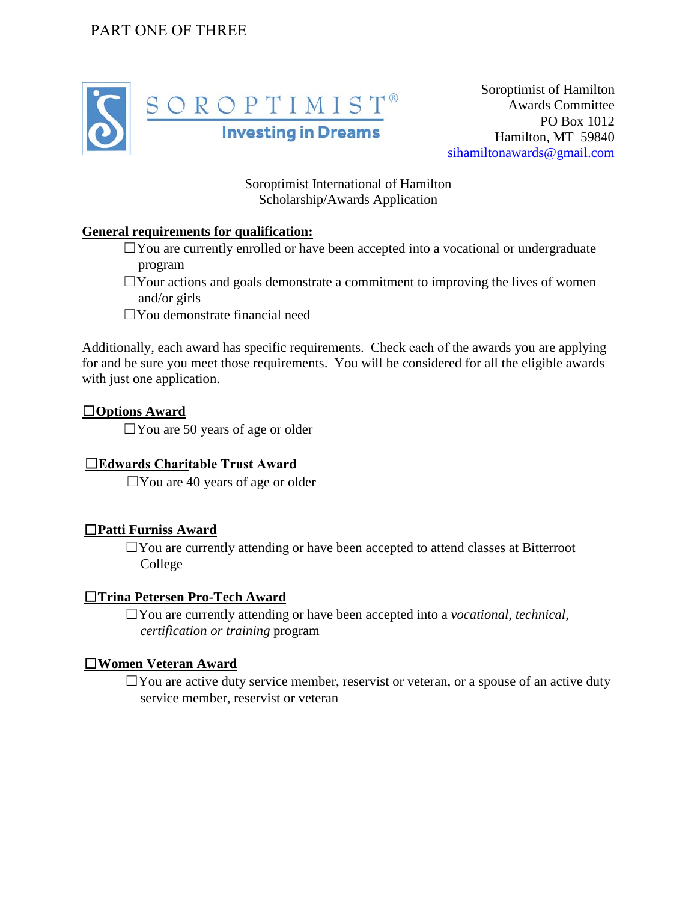PART ONE OF THREE

SOROPTIMIST®
Investing in Dreams

Soroptimist of Hamilton
Awards Committee
PO Box 1012
Hamilton, MT 59840
sihamiltonawards@gmail.com

Soroptimist International of Hamilton
Scholarship/Awards Application

**General requirements for qualification:**

- ☐You are currently enrolled or have been accepted into a vocational or undergraduate program
- ☐Your actions and goals demonstrate a commitment to improving the lives of women and/or girls
- ☐You demonstrate financial need

Additionally, each award has specific requirements. Check each of the awards you are applying for and be sure you meet those requirements. You will be considered for all the eligible awards with just one application.

**☐Options Award**

- ☐You are 50 years of age or older

**☐Edwards Charitable Trust Award**

- ☐You are 40 years of age or older

**☐Patti Furniss Award**

- ☐You are currently attending or have been accepted to attend classes at Bitterroot College

**☐Trina Petersen Pro-Tech Award**

- ☐You are currently attending or have been accepted into a *vocational, technical, certification or training* program

**☐Women Veteran Award**

- ☐You are active duty service member, reservist or veteran, or a spouse of an active duty service member, reservist or veteran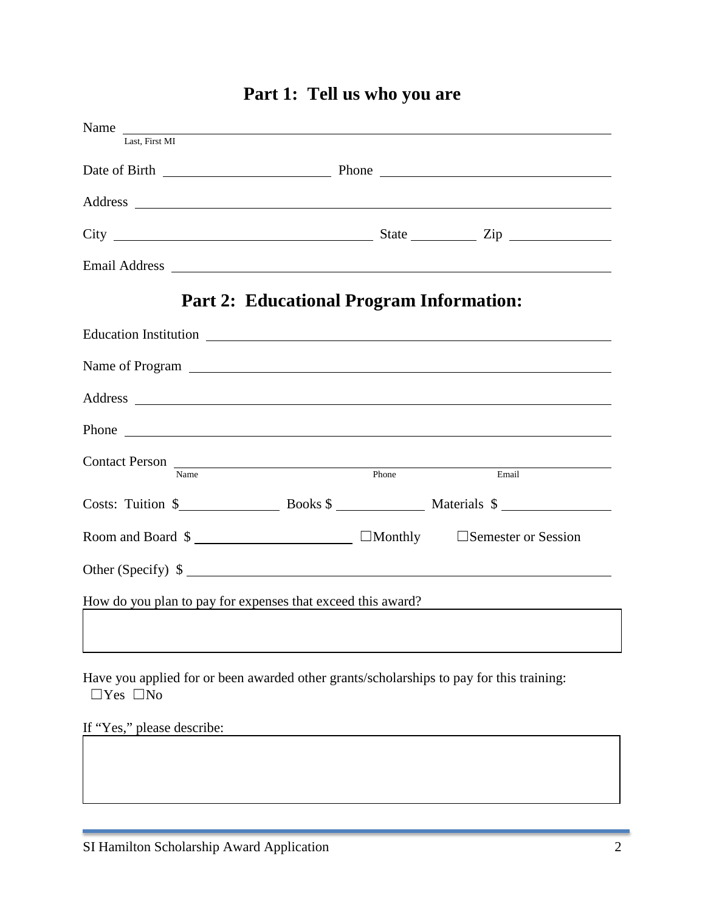# Part 1: Tell us who you are

Name ______________________________________________
Last, First MI

Date of Birth ____________________ Phone ____________________

Address ______________________________________________

City ____________________ State __________ Zip __________

Email Address ______________________________________________

# Part 2: Educational Program Information:

Education Institution ______________________________________________

Name of Program ______________________________________________

Address ______________________________________________

Phone ______________________________________________

Contact Person ______________________________________________
Name Phone Email

Costs: Tuition $__________ Books $__________ Materials $__________

Room and Board $____________________ ☐Monthly ☐Semester or Session

Other (Specify) $______________________________________________

How do you plan to pay for expenses that exceed this award?

Have you applied for or been awarded other grants/scholarships to pay for this training:
☐Yes ☐No

If "Yes," please describe: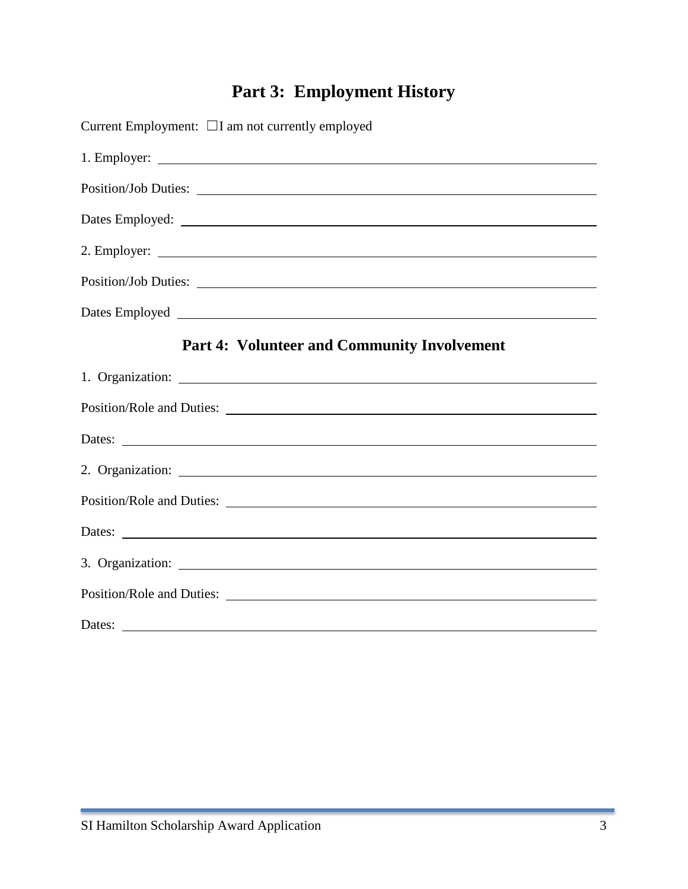## Part 3: Employment History

Current Employment: ☐I am not currently employed

1. Employer: ______________________________________________

Position/Job Duties: ______________________________________________

Dates Employed: ______________________________________________

2. Employer: ______________________________________________

Position/Job Duties: ______________________________________________

Dates Employed ______________________________________________

## Part 4: Volunteer and Community Involvement

1. Organization: ______________________________________________

Position/Role and Duties: ______________________________________________

Dates: ______________________________________________

2. Organization: ______________________________________________

Position/Role and Duties: ______________________________________________

Dates: ______________________________________________

3. Organization: ______________________________________________

Position/Role and Duties: ______________________________________________

Dates: ______________________________________________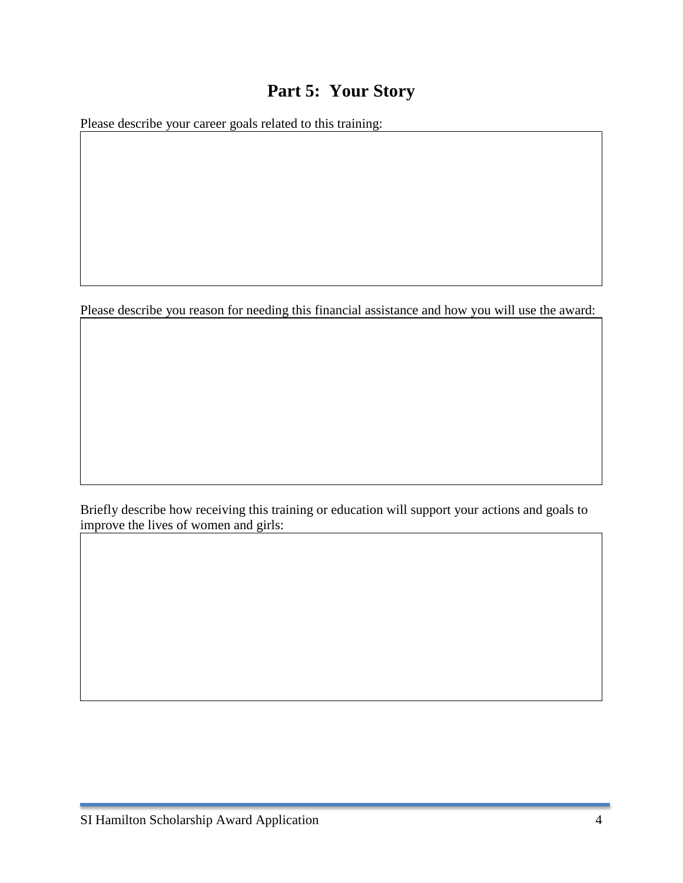## Part 5: Your Story

Please describe your career goals related to this training:

Please describe you reason for needing this financial assistance and how you will use the award:

Briefly describe how receiving this training or education will support your actions and goals to improve the lives of women and girls: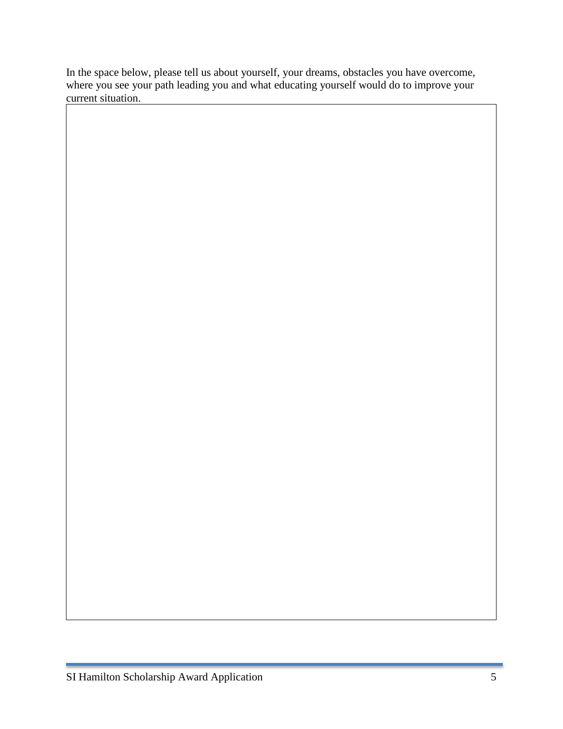In the space below, please tell us about yourself, your dreams, obstacles you have overcome, where you see your path leading you and what educating yourself would do to improve your current situation.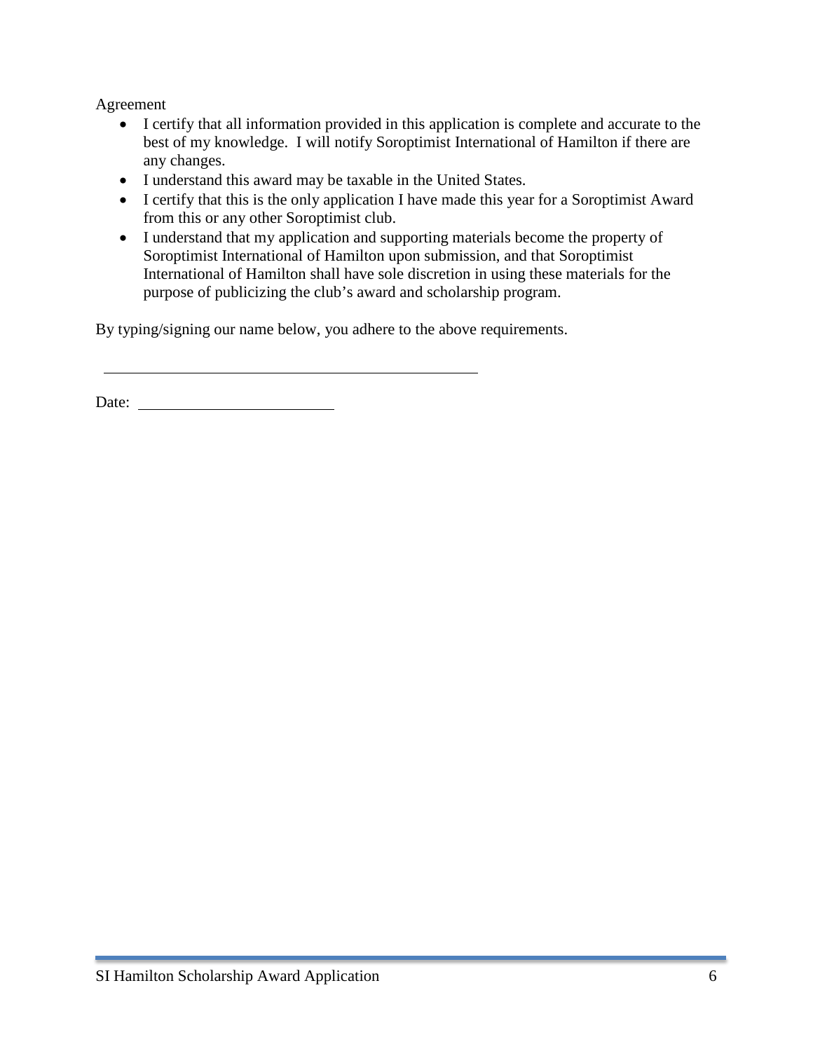Agreement

- I certify that all information provided in this application is complete and accurate to the best of my knowledge. I will notify Soroptimist International of Hamilton if there are any changes.
- I understand this award may be taxable in the United States.
- I certify that this is the only application I have made this year for a Soroptimist Award from this or any other Soroptimist club.
- I understand that my application and supporting materials become the property of Soroptimist International of Hamilton upon submission, and that Soroptimist International of Hamilton shall have sole discretion in using these materials for the purpose of publicizing the club's award and scholarship program.

By typing/signing our name below, you adhere to the above requirements.

\_\_\_\_\_\_\_\_\_\_\_\_\_\_\_\_\_\_\_\_\_\_\_\_\_\_\_\_\_\_\_\_\_\_\_\_\_\_\_\_

Date: \_\_\_\_\_\_\_\_\_\_\_\_\_\_\_\_\_\_\_\_\_\_\_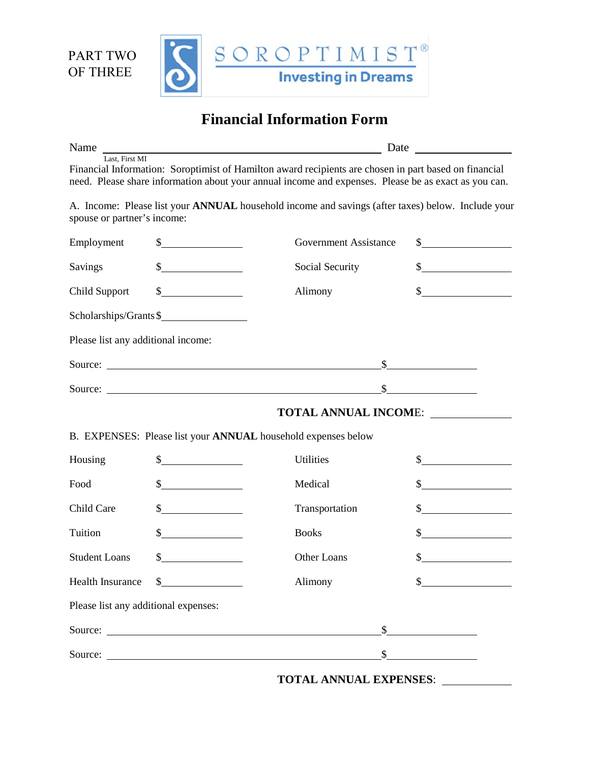PART TWO
OF THREE

SOROPTIMIST®
Investing in Dreams

# Financial Information Form

Name ______________________________ Date ______________
Last, First MI

Financial Information: Soroptimist of Hamilton award recipients are chosen in part based on financial need. Please share information about your annual income and expenses. Please be as exact as you can.

A. Income: Please list your **ANNUAL** household income and savings (after taxes) below. Include your spouse or partner's income:

| | | | |
|---|---|---|---|
| Employment | $__________ | Government Assistance | $__________ |
| Savings | $__________ | Social Security | $__________ |
| Child Support | $__________ | Alimony | $__________ |
| Scholarships/Grants | $__________ | | |

Please list any additional income:

Source: ______________________________ $__________

Source: ______________________________ $__________

**TOTAL ANNUAL INCOME**: __________

B. EXPENSES: Please list your **ANNUAL** household expenses below

| | | | |
|---|---|---|---|
| Housing | $__________ | Utilities | $__________ |
| Food | $__________ | Medical | $__________ |
| Child Care | $__________ | Transportation | $__________ |
| Tuition | $__________ | Books | $__________ |
| Student Loans | $__________ | Other Loans | $__________ |
| Health Insurance | $__________ | Alimony | $__________ |

Please list any additional expenses:

Source: ______________________________ $__________

Source: ______________________________ $__________

**TOTAL ANNUAL EXPENSES**: __________